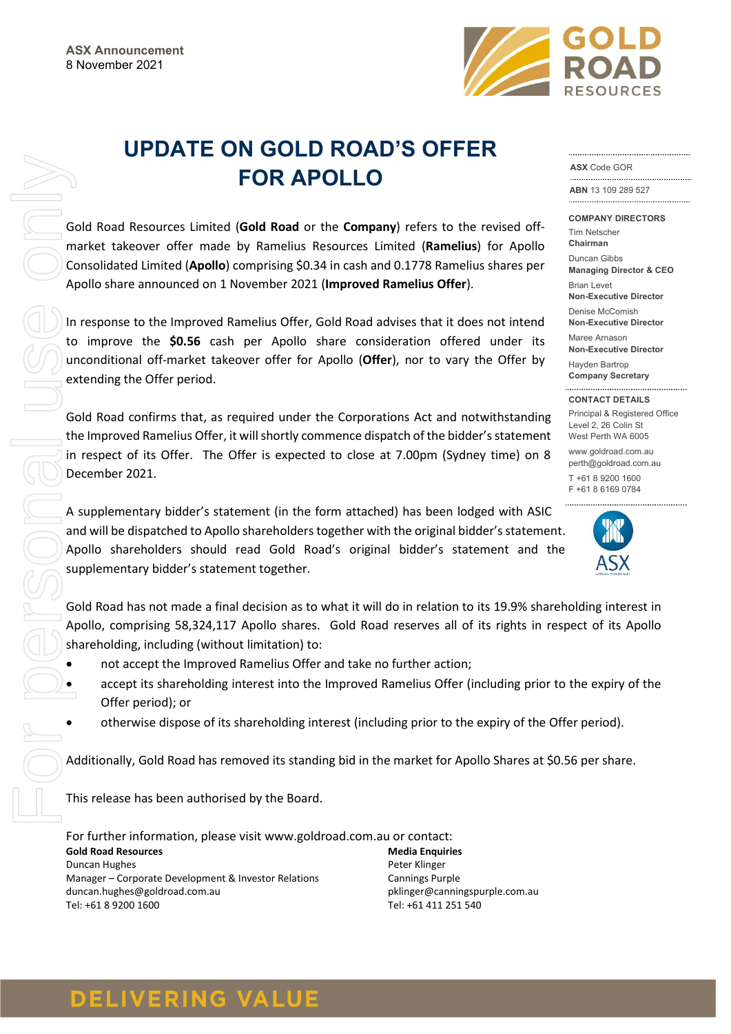ASX Announcement
8 November 2021

# UPDATE ON GOLD ROAD'S OFFER FOR APOLLO

**ASX** Code GOR

**ABN** 13 109 289 527

**COMPANY DIRECTORS**

Tim Netscher
**Chairman**

Duncan Gibbs
**Managing Director & CEO**

Brian Levet
**Non-Executive Director**

Denise McComish
**Non-Executive Director**

Maree Arnason
**Non-Executive Director**

Hayden Bartrop
**Company Secretary**

**CONTACT DETAILS**

Principal & Registered Office
Level 2, 26 Colin St
West Perth WA 6005

www.goldroad.com.au
perth@goldroad.com.au

T +61 8 9200 1600
F +61 8 6169 0784

Gold Road Resources Limited (**Gold Road** or the **Company**) refers to the revised off-market takeover offer made by Ramelius Resources Limited (**Ramelius**) for Apollo Consolidated Limited (**Apollo**) comprising $0.34 in cash and 0.1778 Ramelius shares per Apollo share announced on 1 November 2021 (**Improved Ramelius Offer**).

In response to the Improved Ramelius Offer, Gold Road advises that it does not intend to improve the **$0.56** cash per Apollo share consideration offered under its unconditional off-market takeover offer for Apollo (**Offer**), nor to vary the Offer by extending the Offer period.

Gold Road confirms that, as required under the Corporations Act and notwithstanding the Improved Ramelius Offer, it will shortly commence dispatch of the bidder's statement in respect of its Offer. The Offer is expected to close at 7.00pm (Sydney time) on 8 December 2021.

A supplementary bidder's statement (in the form attached) has been lodged with ASIC and will be dispatched to Apollo shareholders together with the original bidder's statement. Apollo shareholders should read Gold Road's original bidder's statement and the supplementary bidder's statement together.

Gold Road has not made a final decision as to what it will do in relation to its 19.9% shareholding interest in Apollo, comprising 58,324,117 Apollo shares. Gold Road reserves all of its rights in respect of its Apollo shareholding, including (without limitation) to:

- not accept the Improved Ramelius Offer and take no further action;
- accept its shareholding interest into the Improved Ramelius Offer (including prior to the expiry of the Offer period); or
- otherwise dispose of its shareholding interest (including prior to the expiry of the Offer period).

Additionally, Gold Road has removed its standing bid in the market for Apollo Shares at $0.56 per share.

This release has been authorised by the Board.

For further information, please visit www.goldroad.com.au or contact:

**Gold Road Resources**
Duncan Hughes
Manager – Corporate Development & Investor Relations
duncan.hughes@goldroad.com.au
Tel: +61 8 9200 1600

**Media Enquiries**
Peter Klinger
Cannings Purple
pklinger@canningspurple.com.au
Tel: +61 411 251 540

DELIVERING VALUE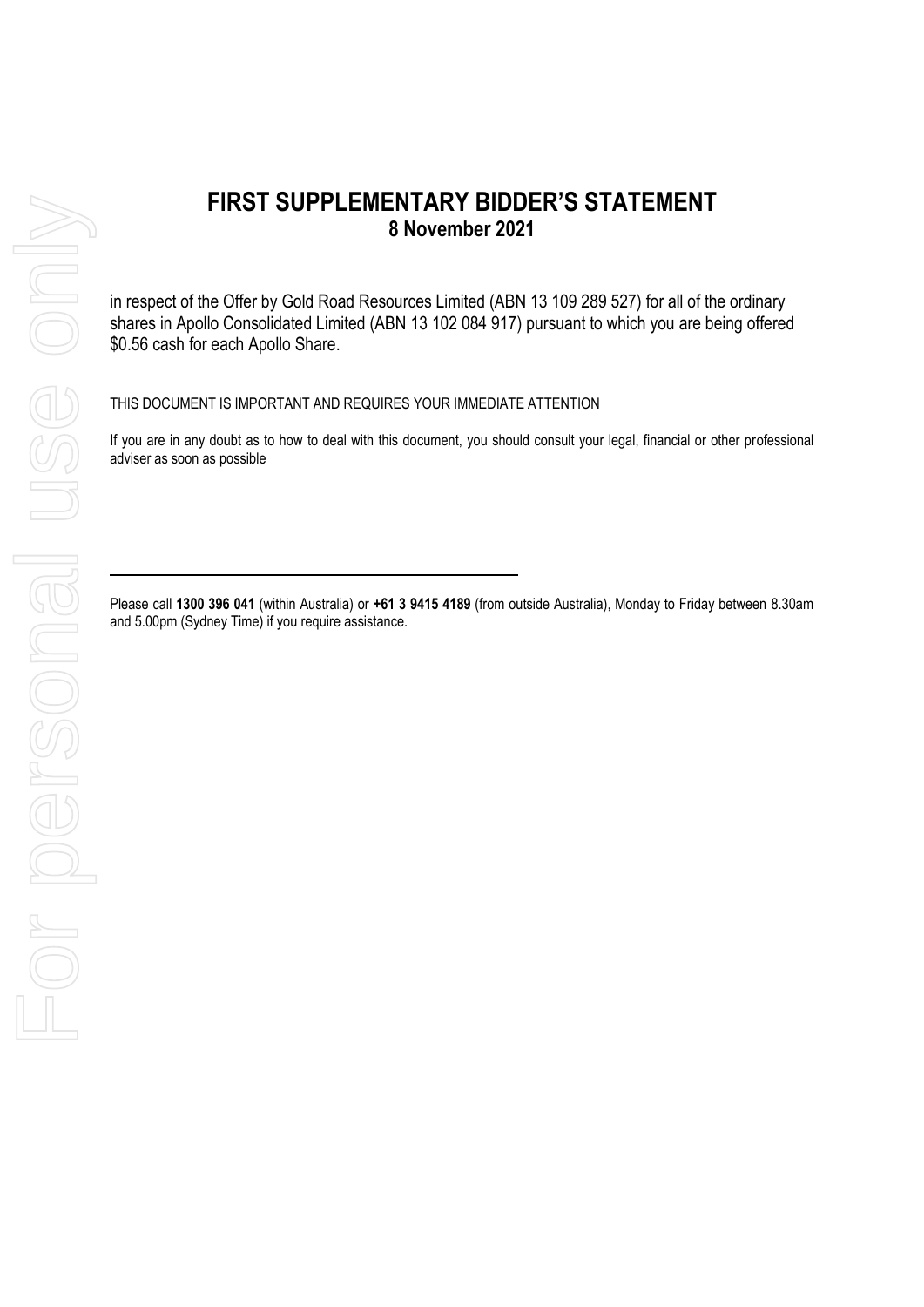# FIRST SUPPLEMENTARY BIDDER'S STATEMENT

## 8 November 2021

in respect of the Offer by Gold Road Resources Limited (ABN 13 109 289 527) for all of the ordinary shares in Apollo Consolidated Limited (ABN 13 102 084 917) pursuant to which you are being offered $0.56 cash for each Apollo Share.

THIS DOCUMENT IS IMPORTANT AND REQUIRES YOUR IMMEDIATE ATTENTION

If you are in any doubt as to how to deal with this document, you should consult your legal, financial or other professional adviser as soon as possible

---

Please call **1300 396 041** (within Australia) or **+61 3 9415 4189** (from outside Australia), Monday to Friday between 8.30am and 5.00pm (Sydney Time) if you require assistance.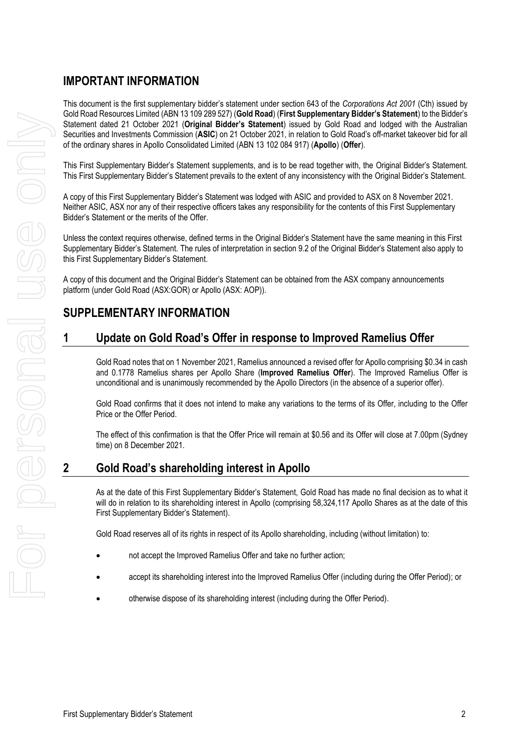## IMPORTANT INFORMATION

This document is the first supplementary bidder's statement under section 643 of the *Corporations Act 2001* (Cth) issued by Gold Road Resources Limited (ABN 13 109 289 527) (**Gold Road**) (**First Supplementary Bidder's Statement**) to the Bidder's Statement dated 21 October 2021 (**Original Bidder's Statement**) issued by Gold Road and lodged with the Australian Securities and Investments Commission (**ASIC**) on 21 October 2021, in relation to Gold Road's off-market takeover bid for all of the ordinary shares in Apollo Consolidated Limited (ABN 13 102 084 917) (**Apollo**) (**Offer**).

This First Supplementary Bidder's Statement supplements, and is to be read together with, the Original Bidder's Statement. This First Supplementary Bidder's Statement prevails to the extent of any inconsistency with the Original Bidder's Statement.

A copy of this First Supplementary Bidder's Statement was lodged with ASIC and provided to ASX on 8 November 2021. Neither ASIC, ASX nor any of their respective officers takes any responsibility for the contents of this First Supplementary Bidder's Statement or the merits of the Offer.

Unless the context requires otherwise, defined terms in the Original Bidder's Statement have the same meaning in this First Supplementary Bidder's Statement. The rules of interpretation in section 9.2 of the Original Bidder's Statement also apply to this First Supplementary Bidder's Statement.

A copy of this document and the Original Bidder's Statement can be obtained from the ASX company announcements platform (under Gold Road (ASX:GOR) or Apollo (ASX: AOP)).

## SUPPLEMENTARY INFORMATION

## 1 Update on Gold Road's Offer in response to Improved Ramelius Offer

Gold Road notes that on 1 November 2021, Ramelius announced a revised offer for Apollo comprising $0.34 in cash and 0.1778 Ramelius shares per Apollo Share (**Improved Ramelius Offer**). The Improved Ramelius Offer is unconditional and is unanimously recommended by the Apollo Directors (in the absence of a superior offer).

Gold Road confirms that it does not intend to make any variations to the terms of its Offer, including to the Offer Price or the Offer Period.

The effect of this confirmation is that the Offer Price will remain at $0.56 and its Offer will close at 7.00pm (Sydney time) on 8 December 2021.

## 2 Gold Road's shareholding interest in Apollo

As at the date of this First Supplementary Bidder's Statement, Gold Road has made no final decision as to what it will do in relation to its shareholding interest in Apollo (comprising 58,324,117 Apollo Shares as at the date of this First Supplementary Bidder's Statement).

Gold Road reserves all of its rights in respect of its Apollo shareholding, including (without limitation) to:

- not accept the Improved Ramelius Offer and take no further action;
- accept its shareholding interest into the Improved Ramelius Offer (including during the Offer Period); or
- otherwise dispose of its shareholding interest (including during the Offer Period).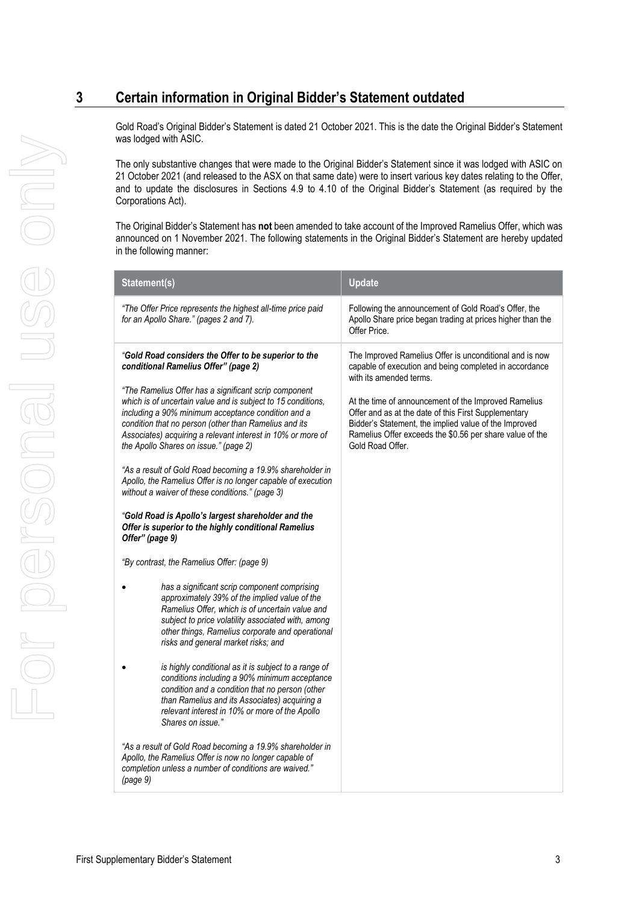# 3 Certain information in Original Bidder's Statement outdated

Gold Road's Original Bidder's Statement is dated 21 October 2021. This is the date the Original Bidder's Statement was lodged with ASIC.

The only substantive changes that were made to the Original Bidder's Statement since it was lodged with ASIC on 21 October 2021 (and released to the ASX on that same date) were to insert various key dates relating to the Offer, and to update the disclosures in Sections 4.9 to 4.10 of the Original Bidder's Statement (as required by the Corporations Act).

The Original Bidder's Statement has **not** been amended to take account of the Improved Ramelius Offer, which was announced on 1 November 2021. The following statements in the Original Bidder's Statement are hereby updated in the following manner:

| Statement(s) | Update |
|---|---|
| *"The Offer Price represents the highest all-time price paid for an Apollo Share." (pages 2 and 7).* | Following the announcement of Gold Road's Offer, the Apollo Share price began trading at prices higher than the Offer Price. |
| ***"Gold Road considers the Offer to be superior to the conditional Ramelius Offer" (page 2)***<br><br>*"The Ramelius Offer has a significant scrip component which is of uncertain value and is subject to 15 conditions, including a 90% minimum acceptance condition and a condition that no person (other than Ramelius and its Associates) acquiring a relevant interest in 10% or more of the Apollo Shares on issue." (page 2)*<br><br>*"As a result of Gold Road becoming a 19.9% shareholder in Apollo, the Ramelius Offer is no longer capable of execution without a waiver of these conditions." (page 3)*<br><br>***"Gold Road is Apollo's largest shareholder and the Offer is superior to the highly conditional Ramelius Offer" (page 9)***<br><br>*"By contrast, the Ramelius Offer: (page 9)*<br><br>• *has a significant scrip component comprising approximately 39% of the implied value of the Ramelius Offer, which is of uncertain value and subject to price volatility associated with, among other things, Ramelius corporate and operational risks and general market risks; and*<br><br>• *is highly conditional as it is subject to a range of conditions including a 90% minimum acceptance condition and a condition that no person (other than Ramelius and its Associates) acquiring a relevant interest in 10% or more of the Apollo Shares on issue."*<br><br>*"As a result of Gold Road becoming a 19.9% shareholder in Apollo, the Ramelius Offer is now no longer capable of completion unless a number of conditions are waived." (page 9)* | The Improved Ramelius Offer is unconditional and is now capable of execution and being completed in accordance with its amended terms.<br><br>At the time of announcement of the Improved Ramelius Offer and as at the date of this First Supplementary Bidder's Statement, the implied value of the Improved Ramelius Offer exceeds the $0.56 per share value of the Gold Road Offer. |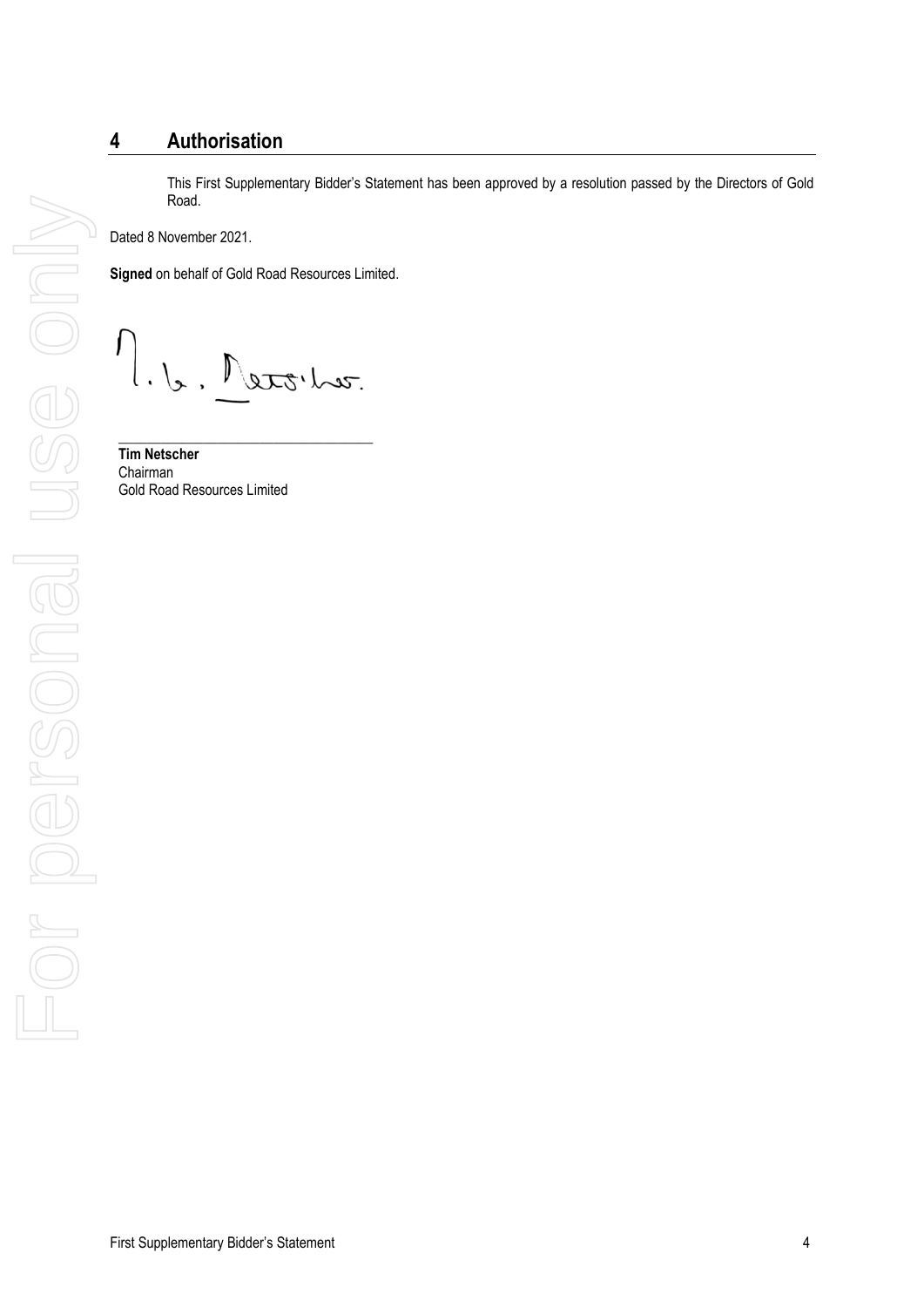## 4 Authorisation

This First Supplementary Bidder's Statement has been approved by a resolution passed by the Directors of Gold Road.

Dated 8 November 2021.

**Signed** on behalf of Gold Road Resources Limited.

\_\_\_\_\_\_\_\_\_\_\_\_\_\_\_\_\_\_\_\_\_\_\_\_\_\_\_\_\_\_\_\_\_\_\_\_

**Tim Netscher**
Chairman
Gold Road Resources Limited